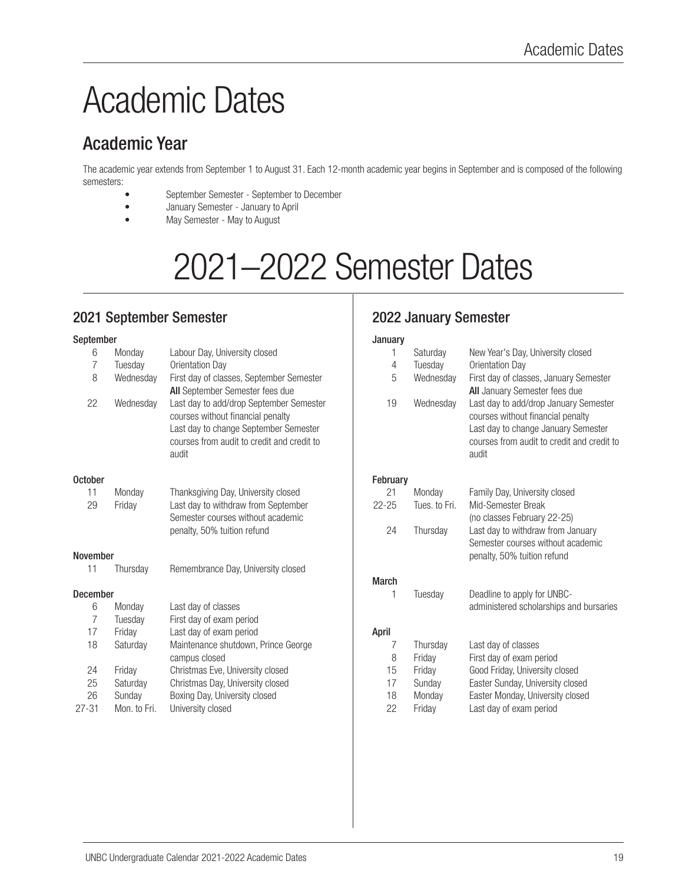# Academic Dates

## Academic Year

The academic year extends from September 1 to August 31. Each 12-month academic year begins in September and is composed of the following semesters:

- September Semester - September to December
- January Semester - January to April
- May Semester - May to August

# 2021–2022 Semester Dates

## 2021 September Semester

**September**

| | | |
|---|---|---|
| 6 | Monday | Labour Day, University closed |
| 7 | Tuesday | Orientation Day |
| 8 | Wednesday | First day of classes, September Semester<br>**All** September Semester fees due |
| 22 | Wednesday | Last day to add/drop September Semester courses without financial penalty<br>Last day to change September Semester courses from audit to credit and credit to audit |

**October**

| | | |
|---|---|---|
| 11 | Monday | Thanksgiving Day, University closed |
| 29 | Friday | Last day to withdraw from September Semester courses without academic penalty, 50% tuition refund |

**November**

| | | |
|---|---|---|
| 11 | Thursday | Remembrance Day, University closed |

**December**

| | | |
|---|---|---|
| 6 | Monday | Last day of classes |
| 7 | Tuesday | First day of exam period |
| 17 | Friday | Last day of exam period |
| 18 | Saturday | Maintenance shutdown, Prince George campus closed |
| 24 | Friday | Christmas Eve, University closed |
| 25 | Saturday | Christmas Day, University closed |
| 26 | Sunday | Boxing Day, University closed |
| 27-31 | Mon. to Fri. | University closed |

## 2022 January Semester

**January**

| | | |
|---|---|---|
| 1 | Saturday | New Year's Day, University closed |
| 4 | Tuesday | Orientation Day |
| 5 | Wednesday | First day of classes, January Semester<br>**All** January Semester fees due |
| 19 | Wednesday | Last day to add/drop January Semester courses without financial penalty<br>Last day to change January Semester courses from audit to credit and credit to audit |

**February**

| | | |
|---|---|---|
| 21 | Monday | Family Day, University closed |
| 22-25 | Tues. to Fri. | Mid-Semester Break<br>(no classes February 22-25) |
| 24 | Thursday | Last day to withdraw from January Semester courses without academic penalty, 50% tuition refund |

**March**

| | | |
|---|---|---|
| 1 | Tuesday | Deadline to apply for UNBC-administered scholarships and bursaries |

**April**

| | | |
|---|---|---|
| 7 | Thursday | Last day of classes |
| 8 | Friday | First day of exam period |
| 15 | Friday | Good Friday, University closed |
| 17 | Sunday | Easter Sunday, University closed |
| 18 | Monday | Easter Monday, University closed |
| 22 | Friday | Last day of exam period |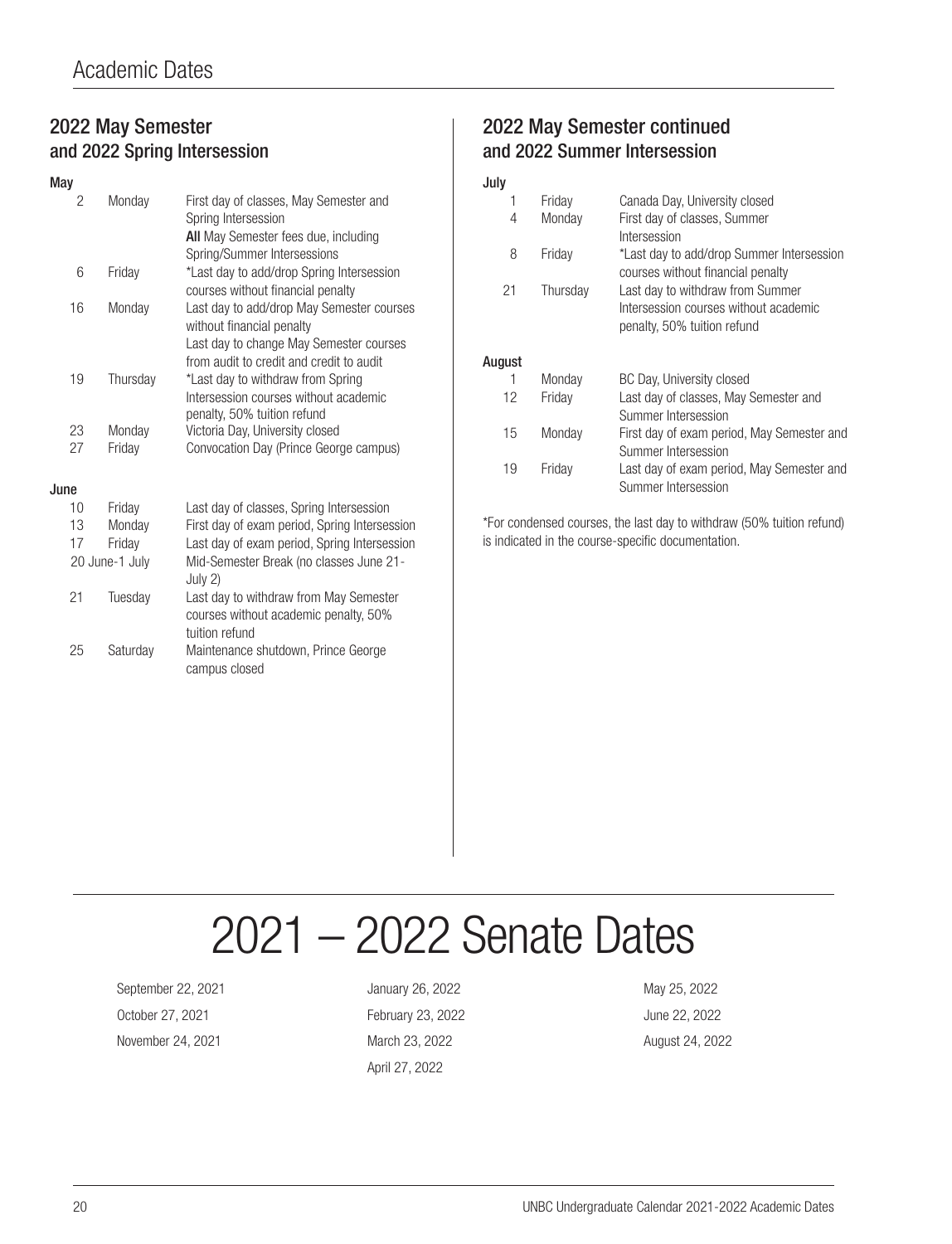# Academic Dates

## 2022 May Semester and 2022 Spring Intersession

**May**

| | | |
|---|---|---|
| 2 | Monday | First day of classes, May Semester and Spring Intersession<br>**All** May Semester fees due, including Spring/Summer Intersessions |
| 6 | Friday | *Last day to add/drop Spring Intersession courses without financial penalty |
| 16 | Monday | Last day to add/drop May Semester courses without financial penalty<br>Last day to change May Semester courses from audit to credit and credit to audit |
| 19 | Thursday | *Last day to withdraw from Spring Intersession courses without academic penalty, 50% tuition refund |
| 23 | Monday | Victoria Day, University closed |
| 27 | Friday | Convocation Day (Prince George campus) |

**June**

| | | |
|---|---|---|
| 10 | Friday | Last day of classes, Spring Intersession |
| 13 | Monday | First day of exam period, Spring Intersession |
| 17 | Friday | Last day of exam period, Spring Intersession |
| 20 June-1 July | | Mid-Semester Break (no classes June 21-July 2) |
| 21 | Tuesday | Last day to withdraw from May Semester courses without academic penalty, 50% tuition refund |
| 25 | Saturday | Maintenance shutdown, Prince George campus closed |

## 2022 May Semester continued and 2022 Summer Intersession

**July**

| | | |
|---|---|---|
| 1 | Friday | Canada Day, University closed |
| 4 | Monday | First day of classes, Summer Intersession |
| 8 | Friday | *Last day to add/drop Summer Intersession courses without financial penalty |
| 21 | Thursday | Last day to withdraw from Summer Intersession courses without academic penalty, 50% tuition refund |

**August**

| | | |
|---|---|---|
| 1 | Monday | BC Day, University closed |
| 12 | Friday | Last day of classes, May Semester and Summer Intersession |
| 15 | Monday | First day of exam period, May Semester and Summer Intersession |
| 19 | Friday | Last day of exam period, May Semester and Summer Intersession |

*For condensed courses, the last day to withdraw (50% tuition refund) is indicated in the course-specific documentation.

# 2021 – 2022 Senate Dates

September 22, 2021
October 27, 2021
November 24, 2021
January 26, 2022
February 23, 2022
March 23, 2022
April 27, 2022
May 25, 2022
June 22, 2022
August 24, 2022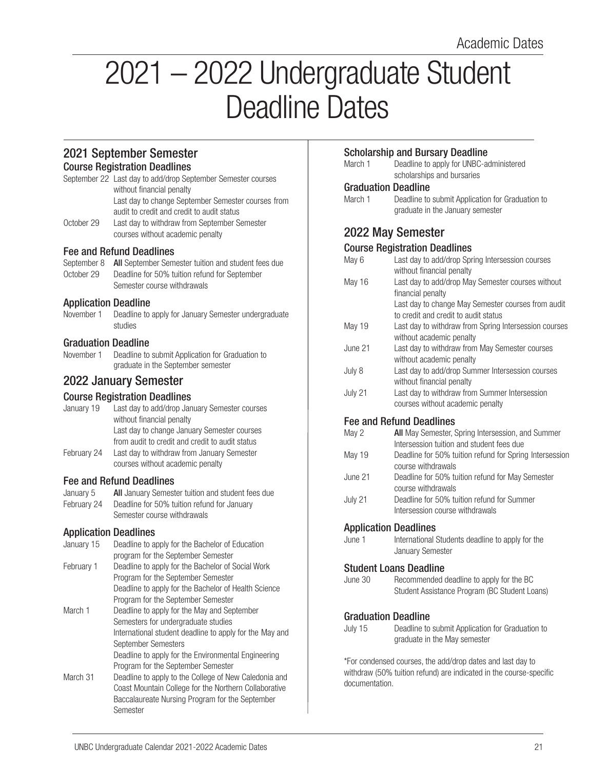# 2021 – 2022 Undergraduate Student Deadline Dates

## 2021 September Semester

### Course Registration Deadlines

| | |
|---|---|
| September 22 | Last day to add/drop September Semester courses without financial penalty<br>Last day to change September Semester courses from audit to credit and credit to audit status |
| October 29 | Last day to withdraw from September Semester courses without academic penalty |

### Fee and Refund Deadlines

| | |
|---|---|
| September 8 | **All** September Semester tuition and student fees due |
| October 29 | Deadline for 50% tuition refund for September Semester course withdrawals |

### Application Deadline

| | |
|---|---|
| November 1 | Deadline to apply for January Semester undergraduate studies |

### Graduation Deadline

| | |
|---|---|
| November 1 | Deadline to submit Application for Graduation to graduate in the September semester |

## 2022 January Semester

### Course Registration Deadlines

| | |
|---|---|
| January 19 | Last day to add/drop January Semester courses without financial penalty<br>Last day to change January Semester courses from audit to credit and credit to audit status |
| February 24 | Last day to withdraw from January Semester courses without academic penalty |

### Fee and Refund Deadlines

| | |
|---|---|
| January 5 | **All** January Semester tuition and student fees due |
| February 24 | Deadline for 50% tuition refund for January Semester course withdrawals |

### Application Deadlines

| | |
|---|---|
| January 15 | Deadline to apply for the Bachelor of Education program for the September Semester |
| February 1 | Deadline to apply for the Bachelor of Social Work Program for the September Semester<br>Deadline to apply for the Bachelor of Health Science Program for the September Semester |
| March 1 | Deadline to apply for the May and September Semesters for undergraduate studies<br>International student deadline to apply for the May and September Semesters<br>Deadline to apply for the Environmental Engineering Program for the September Semester |
| March 31 | Deadline to apply to the College of New Caledonia and Coast Mountain College for the Northern Collaborative Baccalaureate Nursing Program for the September Semester |

### Scholarship and Bursary Deadline

| | |
|---|---|
| March 1 | Deadline to apply for UNBC-administered scholarships and bursaries |

### Graduation Deadline

| | |
|---|---|
| March 1 | Deadline to submit Application for Graduation to graduate in the January semester |

## 2022 May Semester

### Course Registration Deadlines

| | |
|---|---|
| May 6 | Last day to add/drop Spring Intersession courses without financial penalty |
| May 16 | Last day to add/drop May Semester courses without financial penalty<br>Last day to change May Semester courses from audit to credit and credit to audit status |
| May 19 | Last day to withdraw from Spring Intersession courses without academic penalty |
| June 21 | Last day to withdraw from May Semester courses without academic penalty |
| July 8 | Last day to add/drop Summer Intersession courses without financial penalty |
| July 21 | Last day to withdraw from Summer Intersession courses without academic penalty |

### Fee and Refund Deadlines

| | |
|---|---|
| May 2 | **All** May Semester, Spring Intersession, and Summer Intersession tuition and student fees due |
| May 19 | Deadline for 50% tuition refund for Spring Intersession course withdrawals |
| June 21 | Deadline for 50% tuition refund for May Semester course withdrawals |
| July 21 | Deadline for 50% tuition refund for Summer Intersession course withdrawals |

### Application Deadlines

| | |
|---|---|
| June 1 | International Students deadline to apply for the January Semester |

### Student Loans Deadline

| | |
|---|---|
| June 30 | Recommended deadline to apply for the BC Student Assistance Program (BC Student Loans) |

### Graduation Deadline

| | |
|---|---|
| July 15 | Deadline to submit Application for Graduation to graduate in the May semester |

*For condensed courses, the add/drop dates and last day to withdraw (50% tuition refund) are indicated in the course-specific documentation.